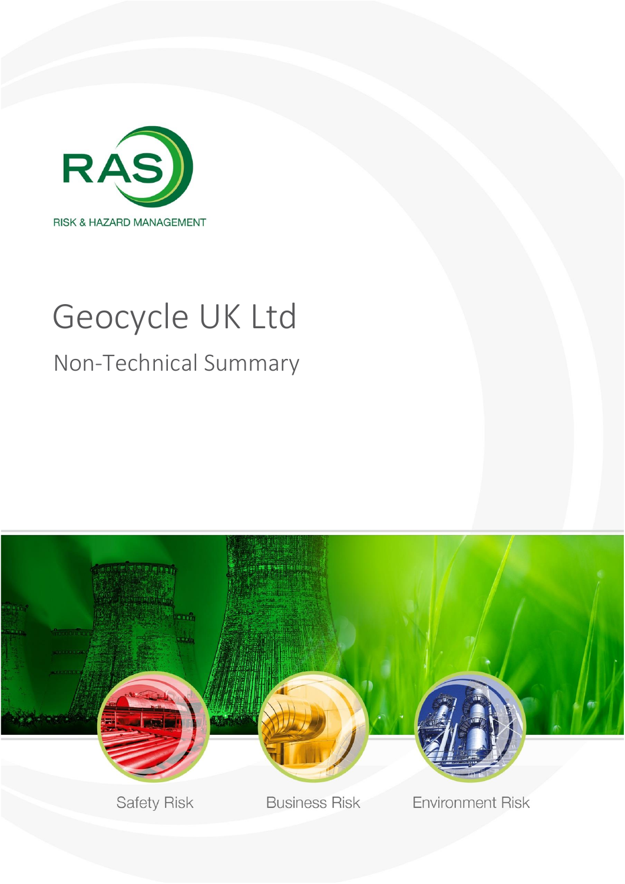RAS

RISK & HAZARD MANAGEMENT

# Geocycle UK Ltd

## Non-Technical Summary

Safety Risk

Business Risk

Environment Risk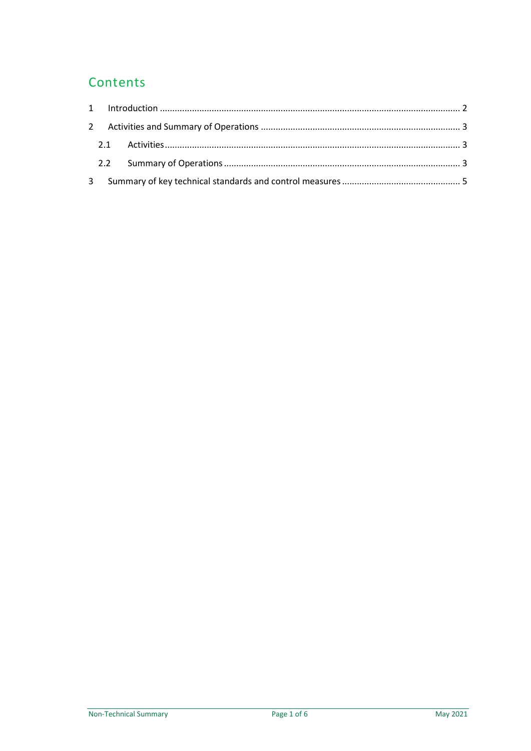# Contents

1 Introduction ........................................................................................................................ 2

2 Activities and Summary of Operations ................................................................................ 3

  2.1 Activities ....................................................................................................................... 3

  2.2 Summary of Operations ............................................................................................... 3

3 Summary of key technical standards and control measures ................................................ 5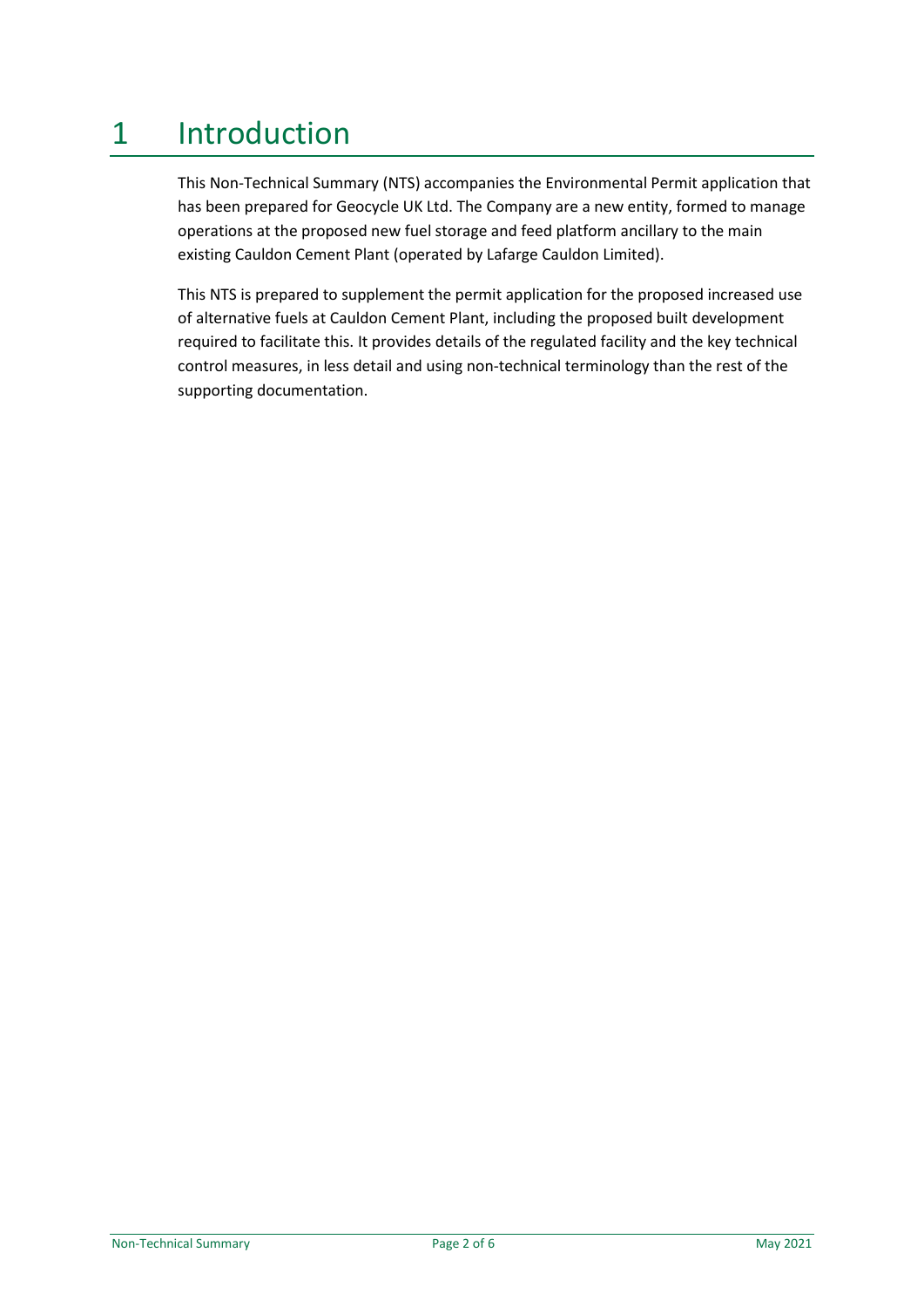# 1 Introduction

This Non-Technical Summary (NTS) accompanies the Environmental Permit application that has been prepared for Geocycle UK Ltd. The Company are a new entity, formed to manage operations at the proposed new fuel storage and feed platform ancillary to the main existing Cauldon Cement Plant (operated by Lafarge Cauldon Limited).

This NTS is prepared to supplement the permit application for the proposed increased use of alternative fuels at Cauldon Cement Plant, including the proposed built development required to facilitate this. It provides details of the regulated facility and the key technical control measures, in less detail and using non-technical terminology than the rest of the supporting documentation.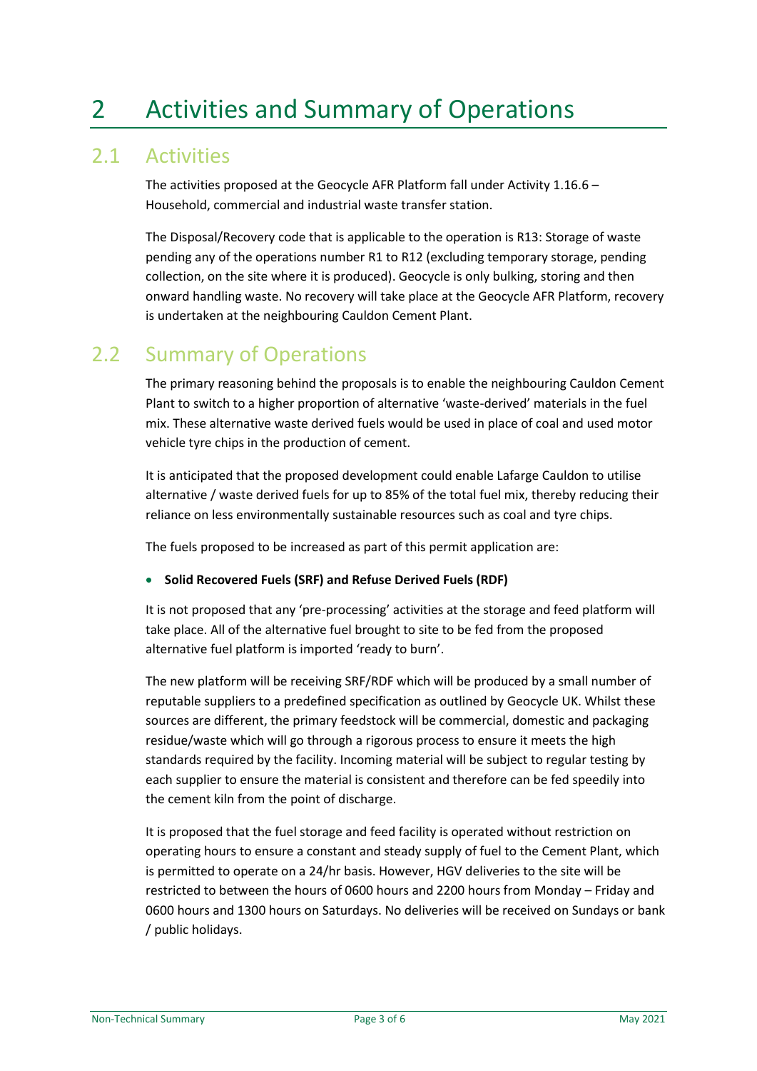# 2 Activities and Summary of Operations

## 2.1 Activities

The activities proposed at the Geocycle AFR Platform fall under Activity 1.16.6 – Household, commercial and industrial waste transfer station.

The Disposal/Recovery code that is applicable to the operation is R13: Storage of waste pending any of the operations number R1 to R12 (excluding temporary storage, pending collection, on the site where it is produced). Geocycle is only bulking, storing and then onward handling waste. No recovery will take place at the Geocycle AFR Platform, recovery is undertaken at the neighbouring Cauldon Cement Plant.

## 2.2 Summary of Operations

The primary reasoning behind the proposals is to enable the neighbouring Cauldon Cement Plant to switch to a higher proportion of alternative 'waste-derived' materials in the fuel mix. These alternative waste derived fuels would be used in place of coal and used motor vehicle tyre chips in the production of cement.

It is anticipated that the proposed development could enable Lafarge Cauldon to utilise alternative / waste derived fuels for up to 85% of the total fuel mix, thereby reducing their reliance on less environmentally sustainable resources such as coal and tyre chips.

The fuels proposed to be increased as part of this permit application are:

- **Solid Recovered Fuels (SRF) and Refuse Derived Fuels (RDF)**

It is not proposed that any 'pre-processing' activities at the storage and feed platform will take place. All of the alternative fuel brought to site to be fed from the proposed alternative fuel platform is imported 'ready to burn'.

The new platform will be receiving SRF/RDF which will be produced by a small number of reputable suppliers to a predefined specification as outlined by Geocycle UK. Whilst these sources are different, the primary feedstock will be commercial, domestic and packaging residue/waste which will go through a rigorous process to ensure it meets the high standards required by the facility. Incoming material will be subject to regular testing by each supplier to ensure the material is consistent and therefore can be fed speedily into the cement kiln from the point of discharge.

It is proposed that the fuel storage and feed facility is operated without restriction on operating hours to ensure a constant and steady supply of fuel to the Cement Plant, which is permitted to operate on a 24/hr basis. However, HGV deliveries to the site will be restricted to between the hours of 0600 hours and 2200 hours from Monday – Friday and 0600 hours and 1300 hours on Saturdays. No deliveries will be received on Sundays or bank / public holidays.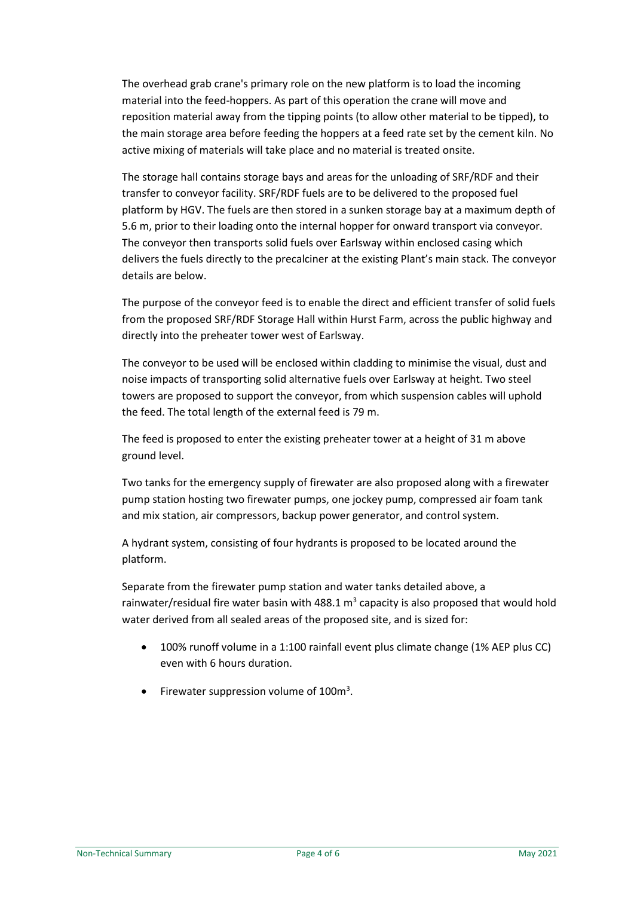The overhead grab crane's primary role on the new platform is to load the incoming material into the feed-hoppers. As part of this operation the crane will move and reposition material away from the tipping points (to allow other material to be tipped), to the main storage area before feeding the hoppers at a feed rate set by the cement kiln. No active mixing of materials will take place and no material is treated onsite.

The storage hall contains storage bays and areas for the unloading of SRF/RDF and their transfer to conveyor facility. SRF/RDF fuels are to be delivered to the proposed fuel platform by HGV. The fuels are then stored in a sunken storage bay at a maximum depth of 5.6 m, prior to their loading onto the internal hopper for onward transport via conveyor. The conveyor then transports solid fuels over Earlsway within enclosed casing which delivers the fuels directly to the precalciner at the existing Plant's main stack. The conveyor details are below.

The purpose of the conveyor feed is to enable the direct and efficient transfer of solid fuels from the proposed SRF/RDF Storage Hall within Hurst Farm, across the public highway and directly into the preheater tower west of Earlsway.

The conveyor to be used will be enclosed within cladding to minimise the visual, dust and noise impacts of transporting solid alternative fuels over Earlsway at height. Two steel towers are proposed to support the conveyor, from which suspension cables will uphold the feed. The total length of the external feed is 79 m.

The feed is proposed to enter the existing preheater tower at a height of 31 m above ground level.

Two tanks for the emergency supply of firewater are also proposed along with a firewater pump station hosting two firewater pumps, one jockey pump, compressed air foam tank and mix station, air compressors, backup power generator, and control system.

A hydrant system, consisting of four hydrants is proposed to be located around the platform.

Separate from the firewater pump station and water tanks detailed above, a rainwater/residual fire water basin with 488.1 $m^3$ capacity is also proposed that would hold water derived from all sealed areas of the proposed site, and is sized for:

- 100% runoff volume in a 1:100 rainfall event plus climate change (1% AEP plus CC) even with 6 hours duration.
- Firewater suppression volume of 100$m^3$.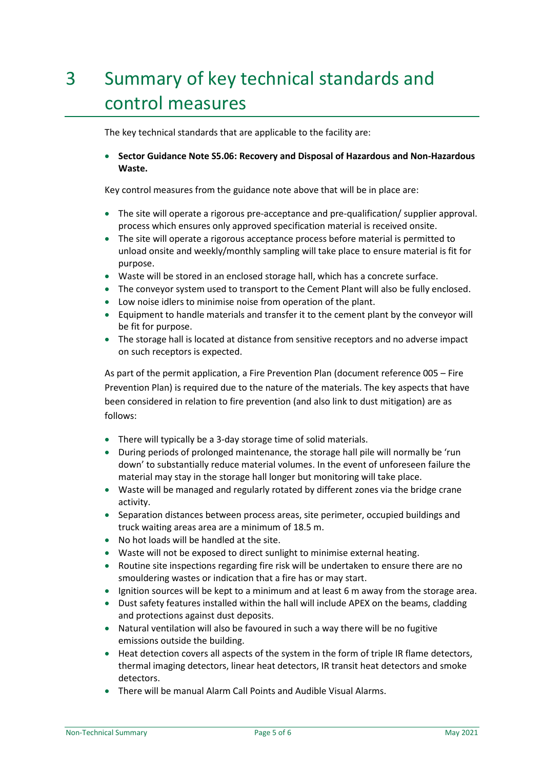# 3 Summary of key technical standards and control measures

The key technical standards that are applicable to the facility are:

- **Sector Guidance Note S5.06: Recovery and Disposal of Hazardous and Non-Hazardous Waste.**

Key control measures from the guidance note above that will be in place are:

- The site will operate a rigorous pre-acceptance and pre-qualification/ supplier approval. process which ensures only approved specification material is received onsite.
- The site will operate a rigorous acceptance process before material is permitted to unload onsite and weekly/monthly sampling will take place to ensure material is fit for purpose.
- Waste will be stored in an enclosed storage hall, which has a concrete surface.
- The conveyor system used to transport to the Cement Plant will also be fully enclosed.
- Low noise idlers to minimise noise from operation of the plant.
- Equipment to handle materials and transfer it to the cement plant by the conveyor will be fit for purpose.
- The storage hall is located at distance from sensitive receptors and no adverse impact on such receptors is expected.

As part of the permit application, a Fire Prevention Plan (document reference 005 – Fire Prevention Plan) is required due to the nature of the materials. The key aspects that have been considered in relation to fire prevention (and also link to dust mitigation) are as follows:

- There will typically be a 3-day storage time of solid materials.
- During periods of prolonged maintenance, the storage hall pile will normally be 'run down' to substantially reduce material volumes. In the event of unforeseen failure the material may stay in the storage hall longer but monitoring will take place.
- Waste will be managed and regularly rotated by different zones via the bridge crane activity.
- Separation distances between process areas, site perimeter, occupied buildings and truck waiting areas area are a minimum of 18.5 m.
- No hot loads will be handled at the site.
- Waste will not be exposed to direct sunlight to minimise external heating.
- Routine site inspections regarding fire risk will be undertaken to ensure there are no smouldering wastes or indication that a fire has or may start.
- Ignition sources will be kept to a minimum and at least 6 m away from the storage area.
- Dust safety features installed within the hall will include APEX on the beams, cladding and protections against dust deposits.
- Natural ventilation will also be favoured in such a way there will be no fugitive emissions outside the building.
- Heat detection covers all aspects of the system in the form of triple IR flame detectors, thermal imaging detectors, linear heat detectors, IR transit heat detectors and smoke detectors.
- There will be manual Alarm Call Points and Audible Visual Alarms.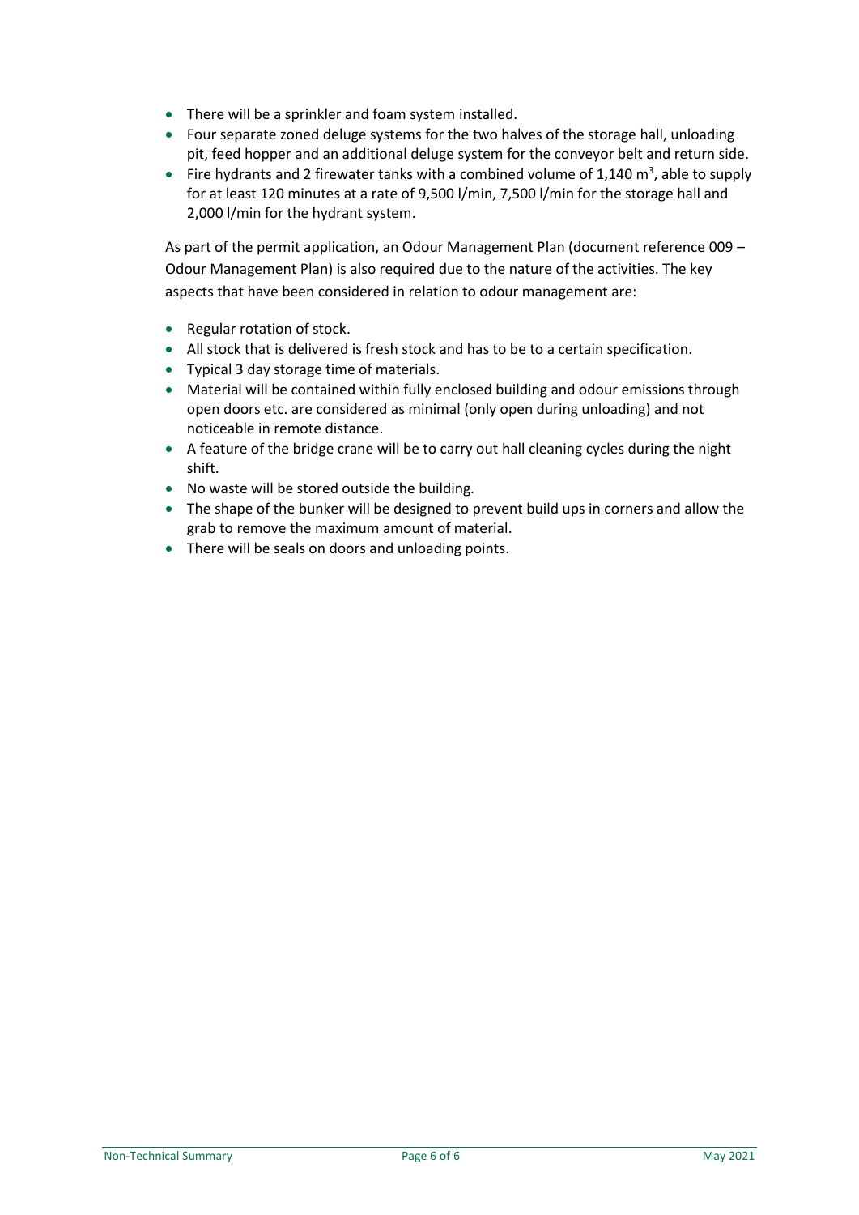- There will be a sprinkler and foam system installed.
- Four separate zoned deluge systems for the two halves of the storage hall, unloading pit, feed hopper and an additional deluge system for the conveyor belt and return side.
- Fire hydrants and 2 firewater tanks with a combined volume of 1,140 m$^3$, able to supply for at least 120 minutes at a rate of 9,500 l/min, 7,500 l/min for the storage hall and 2,000 l/min for the hydrant system.

As part of the permit application, an Odour Management Plan (document reference 009 – Odour Management Plan) is also required due to the nature of the activities. The key aspects that have been considered in relation to odour management are:

- Regular rotation of stock.
- All stock that is delivered is fresh stock and has to be to a certain specification.
- Typical 3 day storage time of materials.
- Material will be contained within fully enclosed building and odour emissions through open doors etc. are considered as minimal (only open during unloading) and not noticeable in remote distance.
- A feature of the bridge crane will be to carry out hall cleaning cycles during the night shift.
- No waste will be stored outside the building.
- The shape of the bunker will be designed to prevent build ups in corners and allow the grab to remove the maximum amount of material.
- There will be seals on doors and unloading points.